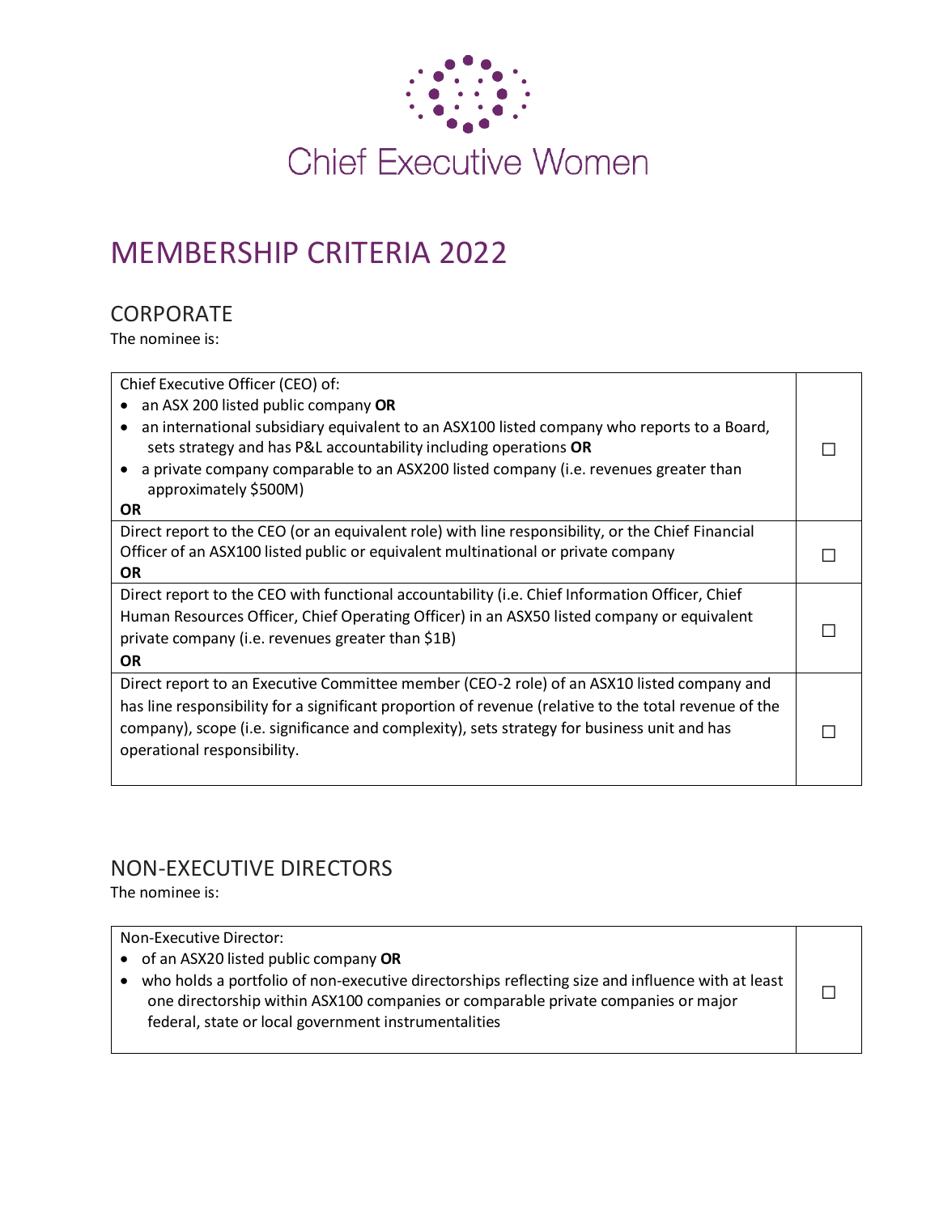Chief Executive Women

# MEMBERSHIP CRITERIA 2022

## CORPORATE

The nominee is:

| | |
|---|---|
| Chief Executive Officer (CEO) of:<br>• an ASX 200 listed public company **OR**<br>• an international subsidiary equivalent to an ASX100 listed company who reports to a Board, sets strategy and has P&L accountability including operations **OR**<br>• a private company comparable to an ASX200 listed company (i.e. revenues greater than approximately $500M)<br>**OR** | ☐ |
| Direct report to the CEO (or an equivalent role) with line responsibility, or the Chief Financial Officer of an ASX100 listed public or equivalent multinational or private company<br>**OR** | ☐ |
| Direct report to the CEO with functional accountability (i.e. Chief Information Officer, Chief Human Resources Officer, Chief Operating Officer) in an ASX50 listed company or equivalent private company (i.e. revenues greater than $1B)<br>**OR** | ☐ |
| Direct report to an Executive Committee member (CEO-2 role) of an ASX10 listed company and has line responsibility for a significant proportion of revenue (relative to the total revenue of the company), scope (i.e. significance and complexity), sets strategy for business unit and has operational responsibility. | ☐ |

## NON-EXECUTIVE DIRECTORS

The nominee is:

| | |
|---|---|
| Non-Executive Director:<br>• of an ASX20 listed public company **OR**<br>• who holds a portfolio of non-executive directorships reflecting size and influence with at least one directorship within ASX100 companies or comparable private companies or major federal, state or local government instrumentalities | ☐ |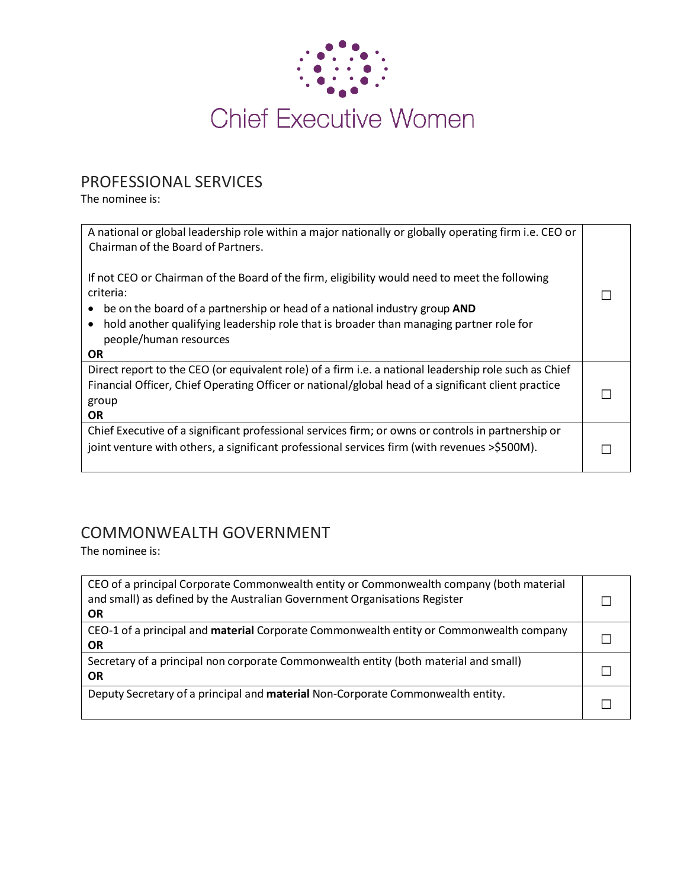Chief Executive Women

## PROFESSIONAL SERVICES

The nominee is:

| | |
|---|---|
| A national or global leadership role within a major nationally or globally operating firm i.e. CEO or Chairman of the Board of Partners.<br><br>If not CEO or Chairman of the Board of the firm, eligibility would need to meet the following criteria:<br>• be on the board of a partnership or head of a national industry group **AND**<br>• hold another qualifying leadership role that is broader than managing partner role for people/human resources<br>**OR** | ☐ |
| Direct report to the CEO (or equivalent role) of a firm i.e. a national leadership role such as Chief Financial Officer, Chief Operating Officer or national/global head of a significant client practice group<br>**OR** | ☐ |
| Chief Executive of a significant professional services firm; or owns or controls in partnership or joint venture with others, a significant professional services firm (with revenues >$500M). | ☐ |

## COMMONWEALTH GOVERNMENT

The nominee is:

| | |
|---|---|
| CEO of a principal Corporate Commonwealth entity or Commonwealth company (both material and small) as defined by the Australian Government Organisations Register<br>**OR** | ☐ |
| CEO-1 of a principal and **material** Corporate Commonwealth entity or Commonwealth company<br>**OR** | ☐ |
| Secretary of a principal non corporate Commonwealth entity (both material and small)<br>**OR** | ☐ |
| Deputy Secretary of a principal and **material** Non-Corporate Commonwealth entity. | ☐ |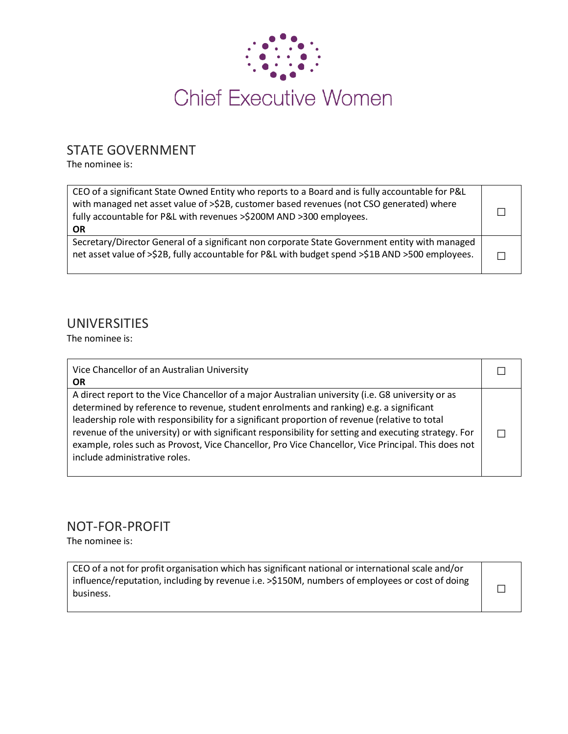Chief Executive Women

## STATE GOVERNMENT

The nominee is:

| | |
|---|---|
| CEO of a significant State Owned Entity who reports to a Board and is fully accountable for P&L with managed net asset value of >$2B, customer based revenues (not CSO generated) where fully accountable for P&L with revenues >$200M AND >300 employees.<br>**OR** | ☐ |
| Secretary/Director General of a significant non corporate State Government entity with managed net asset value of >$2B, fully accountable for P&L with budget spend >$1B AND >500 employees. | ☐ |

## UNIVERSITIES

The nominee is:

| | |
|---|---|
| Vice Chancellor of an Australian University<br>**OR** | ☐ |
| A direct report to the Vice Chancellor of a major Australian university (i.e. G8 university or as determined by reference to revenue, student enrolments and ranking) e.g. a significant leadership role with responsibility for a significant proportion of revenue (relative to total revenue of the university) or with significant responsibility for setting and executing strategy. For example, roles such as Provost, Vice Chancellor, Pro Vice Chancellor, Vice Principal. This does not include administrative roles. | ☐ |

## NOT-FOR-PROFIT

The nominee is:

| | |
|---|---|
| CEO of a not for profit organisation which has significant national or international scale and/or influence/reputation, including by revenue i.e. >$150M, numbers of employees or cost of doing business. | ☐ |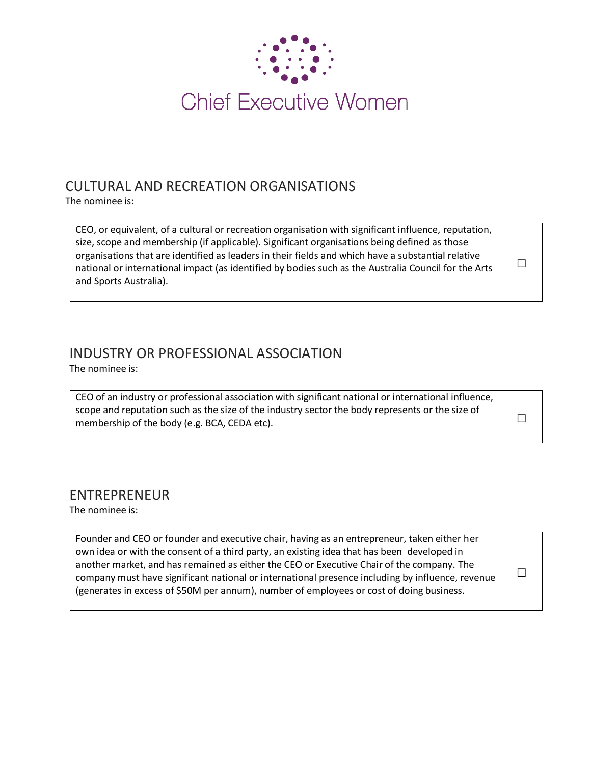Chief Executive Women

## CULTURAL AND RECREATION ORGANISATIONS

The nominee is:

| | |
|---|---|
| CEO, or equivalent, of a cultural or recreation organisation with significant influence, reputation, size, scope and membership (if applicable). Significant organisations being defined as those organisations that are identified as leaders in their fields and which have a substantial relative national or international impact (as identified by bodies such as the Australia Council for the Arts and Sports Australia). | ☐ |

## INDUSTRY OR PROFESSIONAL ASSOCIATION

The nominee is:

| | |
|---|---|
| CEO of an industry or professional association with significant national or international influence, scope and reputation such as the size of the industry sector the body represents or the size of membership of the body (e.g. BCA, CEDA etc). | ☐ |

## ENTREPRENEUR

The nominee is:

| | |
|---|---|
| Founder and CEO or founder and executive chair, having as an entrepreneur, taken either her own idea or with the consent of a third party, an existing idea that has been developed in another market, and has remained as either the CEO or Executive Chair of the company. The company must have significant national or international presence including by influence, revenue (generates in excess of $50M per annum), number of employees or cost of doing business. | ☐ |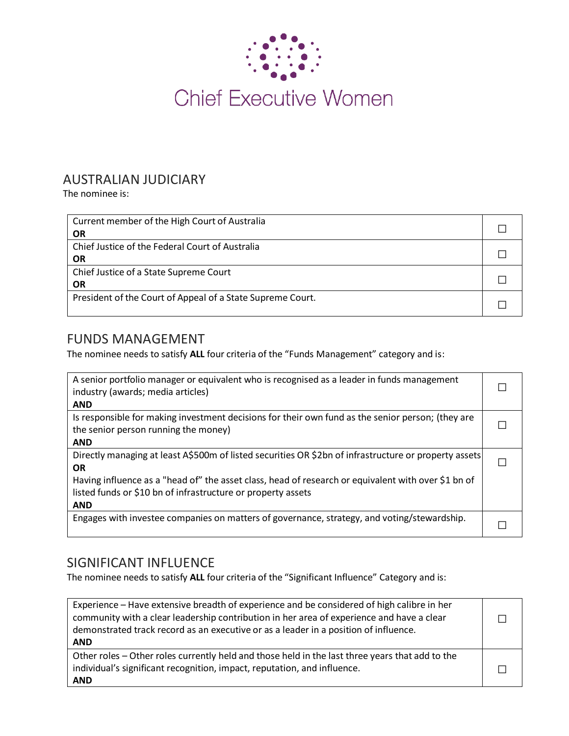# Chief Executive Women

## AUSTRALIAN JUDICIARY

The nominee is:

| | |
|---|---|
| Current member of the High Court of Australia<br>**OR** | ☐ |
| Chief Justice of the Federal Court of Australia<br>**OR** | ☐ |
| Chief Justice of a State Supreme Court<br>**OR** | ☐ |
| President of the Court of Appeal of a State Supreme Court. | ☐ |

## FUNDS MANAGEMENT

The nominee needs to satisfy **ALL** four criteria of the "Funds Management" category and is:

| | |
|---|---|
| A senior portfolio manager or equivalent who is recognised as a leader in funds management industry (awards; media articles)<br>**AND** | ☐ |
| Is responsible for making investment decisions for their own fund as the senior person; (they are the senior person running the money)<br>**AND** | ☐ |
| Directly managing at least A$500m of listed securities OR $2bn of infrastructure or property assets<br>**OR**<br>Having influence as a "head of" the asset class, head of research or equivalent with over $1 bn of listed funds or $10 bn of infrastructure or property assets<br>**AND** | ☐ |
| Engages with investee companies on matters of governance, strategy, and voting/stewardship. | ☐ |

## SIGNIFICANT INFLUENCE

The nominee needs to satisfy **ALL** four criteria of the "Significant Influence" Category and is:

| | |
|---|---|
| Experience – Have extensive breadth of experience and be considered of high calibre in her community with a clear leadership contribution in her area of experience and have a clear demonstrated track record as an executive or as a leader in a position of influence.<br>**AND** | ☐ |
| Other roles – Other roles currently held and those held in the last three years that add to the individual's significant recognition, impact, reputation, and influence.<br>**AND** | ☐ |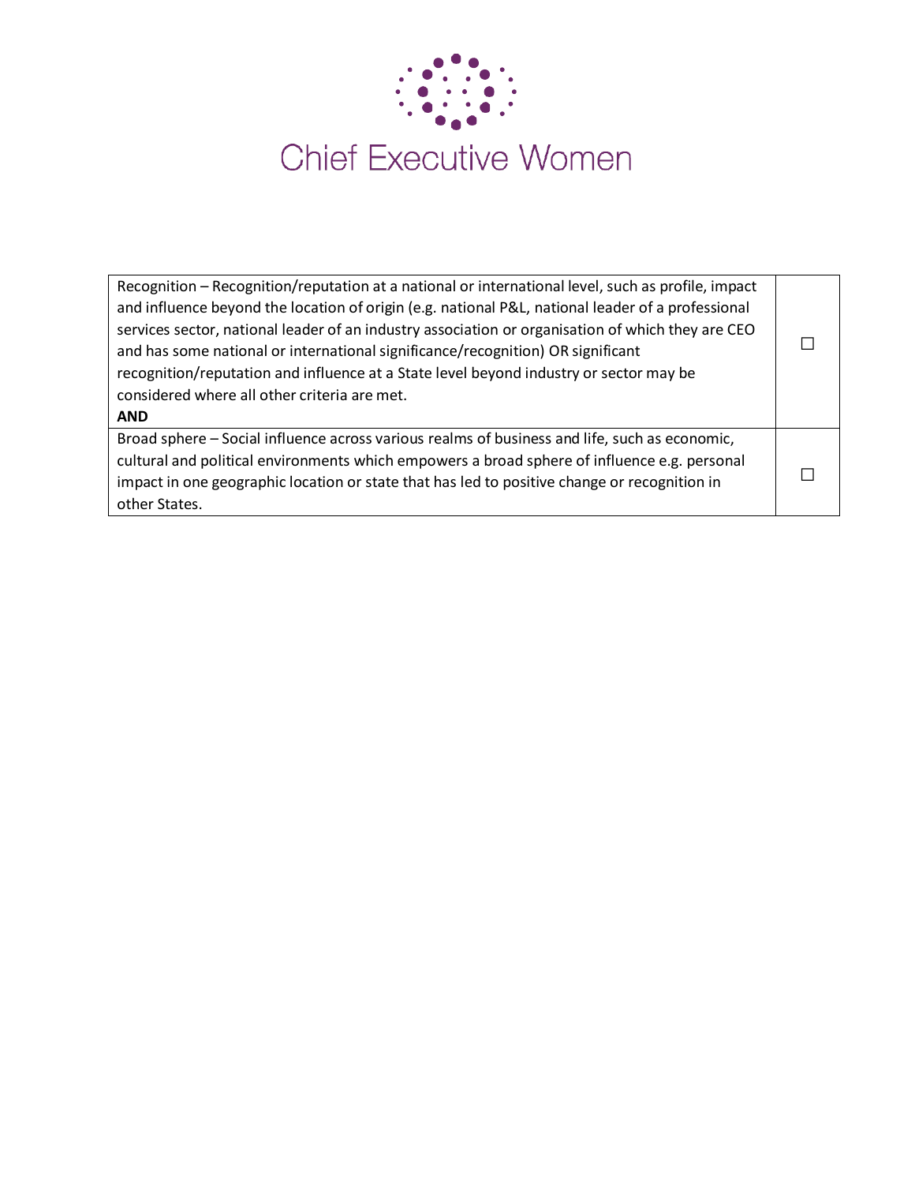| | |
|---|---|
| Recognition – Recognition/reputation at a national or international level, such as profile, impact and influence beyond the location of origin (e.g. national P&L, national leader of a professional services sector, national leader of an industry association or organisation of which they are CEO and has some national or international significance/recognition) OR significant recognition/reputation and influence at a State level beyond industry or sector may be considered where all other criteria are met. **AND** | ☐ |
| Broad sphere – Social influence across various realms of business and life, such as economic, cultural and political environments which empowers a broad sphere of influence e.g. personal impact in one geographic location or state that has led to positive change or recognition in other States. | ☐ |